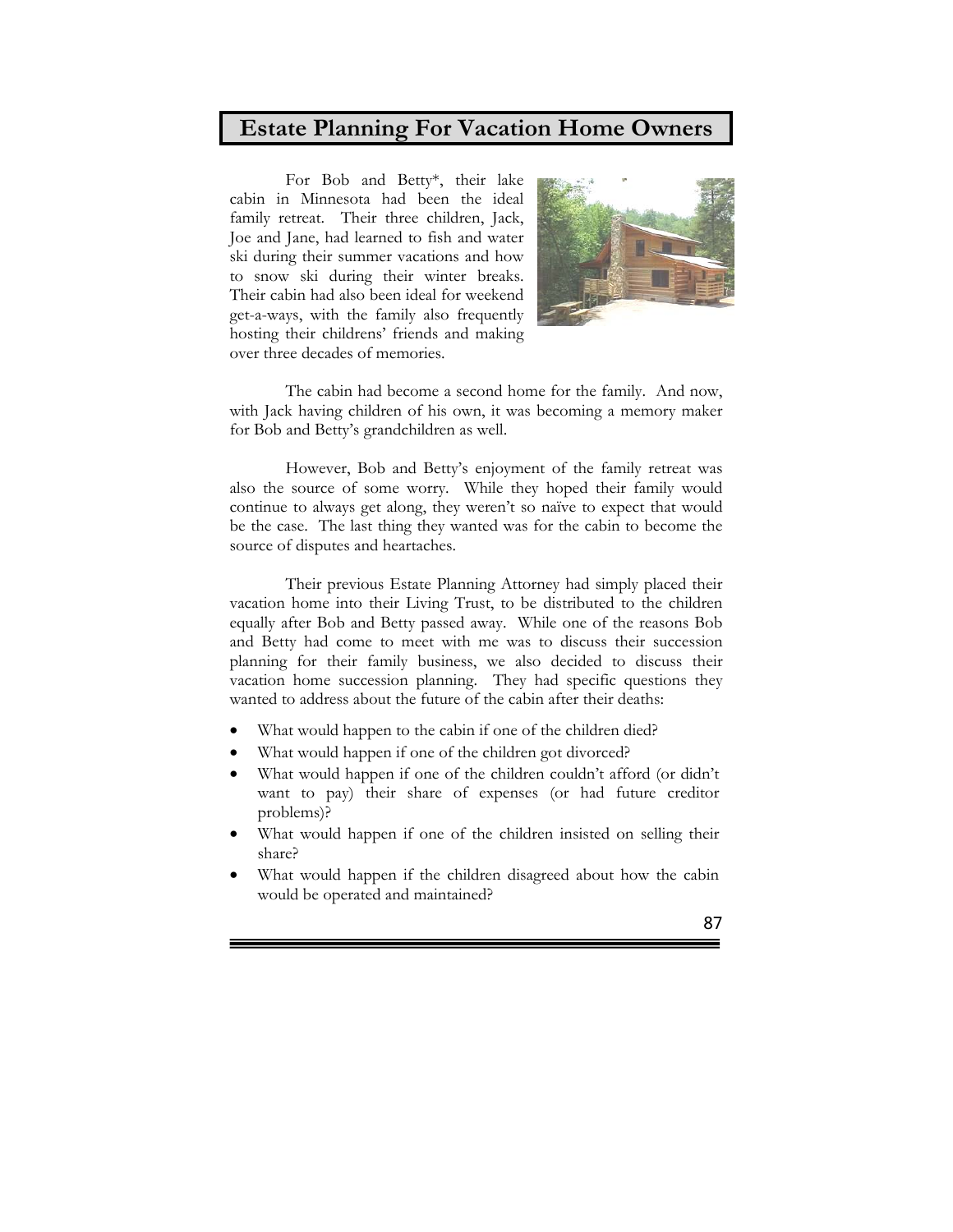# Estate Planning For Vacation Home Owners

For Bob and Betty*, their lake cabin in Minnesota had been the ideal family retreat. Their three children, Jack, Joe and Jane, had learned to fish and water ski during their summer vacations and how to snow ski during their winter breaks. Their cabin had also been ideal for weekend get-a-ways, with the family also frequently hosting their childrens' friends and making over three decades of memories.

The cabin had become a second home for the family. And now, with Jack having children of his own, it was becoming a memory maker for Bob and Betty's grandchildren as well.

However, Bob and Betty's enjoyment of the family retreat was also the source of some worry. While they hoped their family would continue to always get along, they weren't so naïve to expect that would be the case. The last thing they wanted was for the cabin to become the source of disputes and heartaches.

Their previous Estate Planning Attorney had simply placed their vacation home into their Living Trust, to be distributed to the children equally after Bob and Betty passed away. While one of the reasons Bob and Betty had come to meet with me was to discuss their succession planning for their family business, we also decided to discuss their vacation home succession planning. They had specific questions they wanted to address about the future of the cabin after their deaths:

- What would happen to the cabin if one of the children died?
- What would happen if one of the children got divorced?
- What would happen if one of the children couldn't afford (or didn't want to pay) their share of expenses (or had future creditor problems)?
- What would happen if one of the children insisted on selling their share?
- What would happen if the children disagreed about how the cabin would be operated and maintained?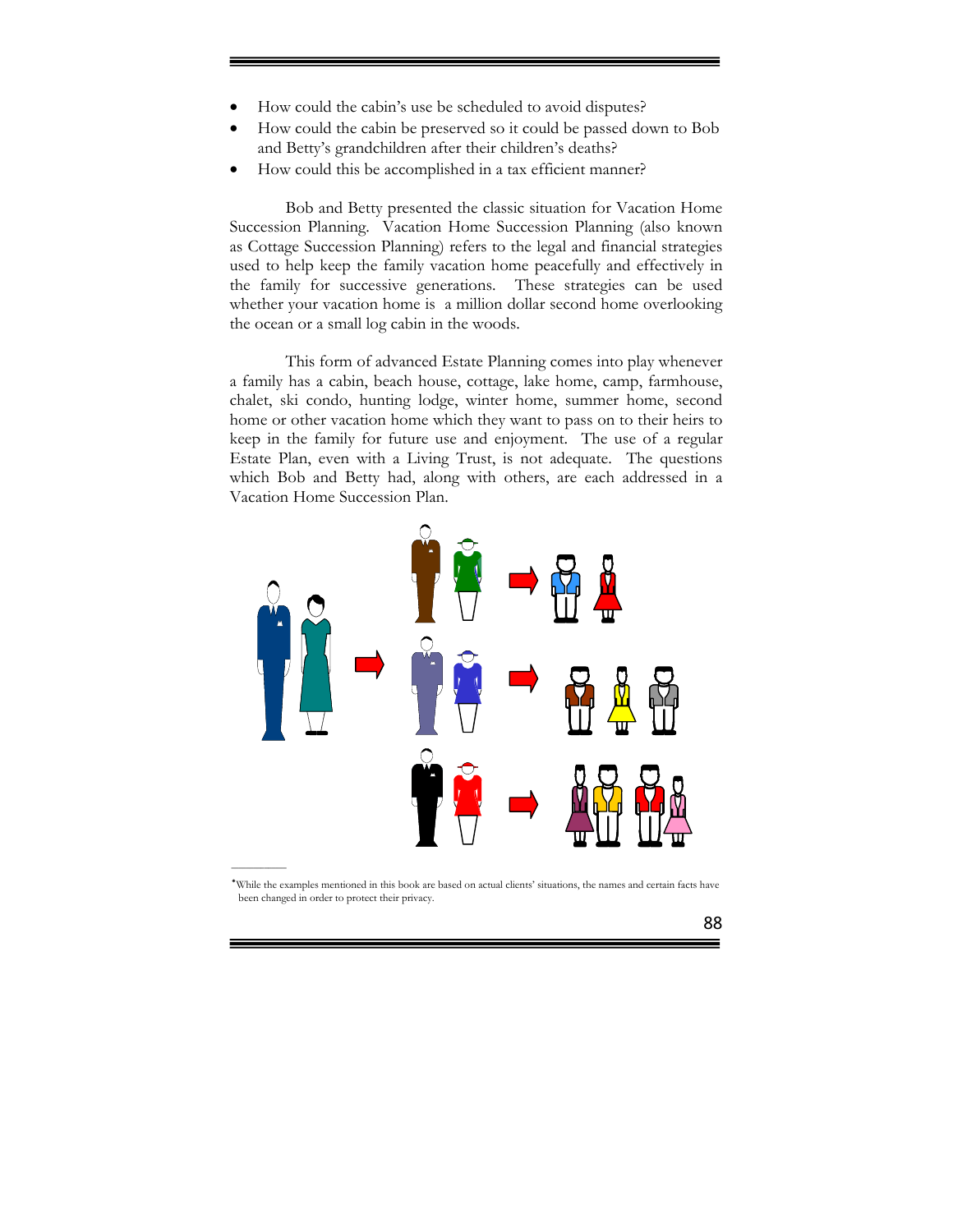- How could the cabin's use be scheduled to avoid disputes?
- How could the cabin be preserved so it could be passed down to Bob and Betty's grandchildren after their children's deaths?
- How could this be accomplished in a tax efficient manner?

Bob and Betty presented the classic situation for Vacation Home Succession Planning. Vacation Home Succession Planning (also known as Cottage Succession Planning) refers to the legal and financial strategies used to help keep the family vacation home peacefully and effectively in the family for successive generations. These strategies can be used whether your vacation home is a million dollar second home overlooking the ocean or a small log cabin in the woods.

This form of advanced Estate Planning comes into play whenever a family has a cabin, beach house, cottage, lake home, camp, farmhouse, chalet, ski condo, hunting lodge, winter home, summer home, second home or other vacation home which they want to pass on to their heirs to keep in the family for future use and enjoyment. The use of a regular Estate Plan, even with a Living Trust, is not adequate. The questions which Bob and Betty had, along with others, are each addressed in a Vacation Home Succession Plan.

---

*While the examples mentioned in this book are based on actual clients' situations, the names and certain facts have been changed in order to protect their privacy.